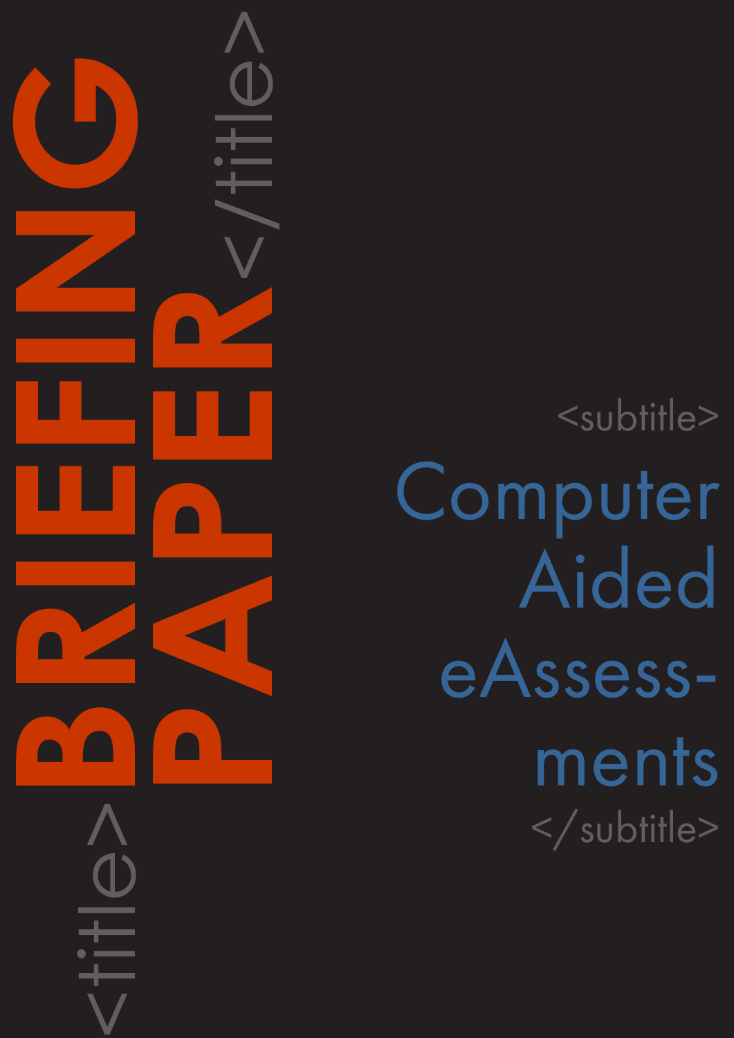<title>

# BRIEFING PAPER

</title>

<subtitle>

## Computer Aided eAssessments

</subtitle>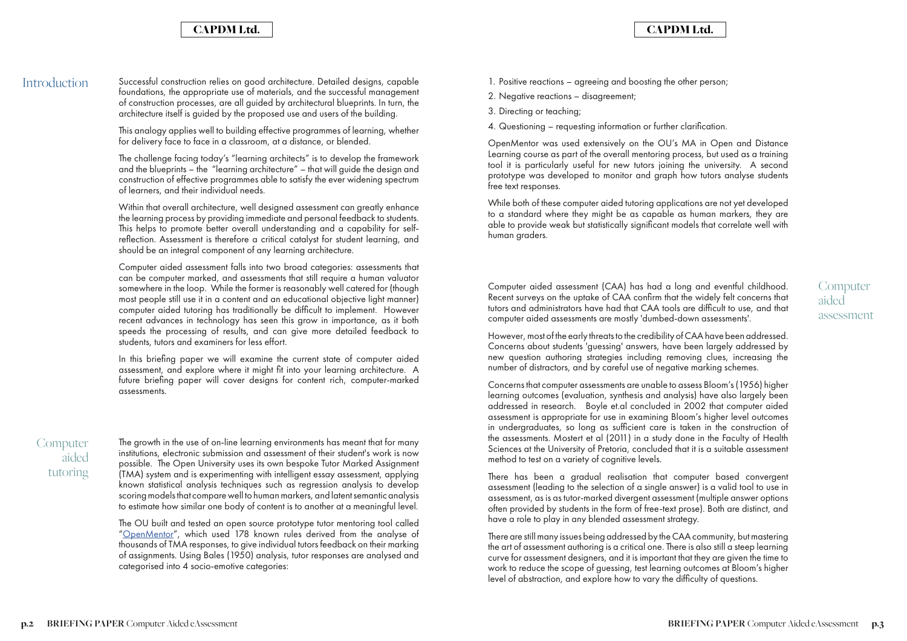## Introduction

Successful construction relies on good architecture. Detailed designs, capable foundations, the appropriate use of materials, and the successful management of construction processes, are all guided by architectural blueprints. In turn, the architecture itself is guided by the proposed use and users of the building.

This analogy applies well to building effective programmes of learning, whether for delivery face to face in a classroom, at a distance, or blended.

The challenge facing today's "learning architects" is to develop the framework and the blueprints – the "learning architecture" – that will guide the design and construction of effective programmes able to satisfy the ever widening spectrum of learners, and their individual needs.

Within that overall architecture, well designed assessment can greatly enhance the learning process by providing immediate and personal feedback to students. This helps to promote better overall understanding and a capability for self-reflection. Assessment is therefore a critical catalyst for student learning, and should be an integral component of any learning architecture.

Computer aided assessment falls into two broad categories: assessments that can be computer marked, and assessments that still require a human valuator somewhere in the loop. While the former is reasonably well catered for (though most people still use it in a content and an educational objective light manner) computer aided tutoring has traditionally be difficult to implement. However recent advances in technology has seen this grow in importance, as it both speeds the processing of results, and can give more detailed feedback to students, tutors and examiners for less effort.

In this briefing paper we will examine the current state of computer aided assessment, and explore where it might fit into your learning architecture. A future briefing paper will cover designs for content rich, computer-marked assessments.

## Computer aided tutoring

The growth in the use of on-line learning environments has meant that for many institutions, electronic submission and assessment of their student's work is now possible. The Open University uses its own bespoke Tutor Marked Assignment (TMA) system and is experimenting with intelligent essay assessment, applying known statistical analysis techniques such as regression analysis to develop scoring models that compare well to human markers, and latent semantic analysis to estimate how similar one body of content is to another at a meaningful level.

The OU built and tested an open source prototype tutor mentoring tool called "[OpenMentor]", which used 178 known rules derived from the analyse of thousands of TMA responses, to give individual tutors feedback on their marking of assignments. Using Bales (1950) analysis, tutor responses are analysed and categorised into 4 socio-emotive categories:

1. Positive reactions – agreeing and boosting the other person;
2. Negative reactions – disagreement;
3. Directing or teaching;
4. Questioning – requesting information or further clarification.

OpenMentor was used extensively on the OU's MA in Open and Distance Learning course as part of the overall mentoring process, but used as a training tool it is particularly useful for new tutors joining the university. A second prototype was developed to monitor and graph how tutors analyse students free text responses.

While both of these computer aided tutoring applications are not yet developed to a standard where they might be as capable as human markers, they are able to provide weak but statistically significant models that correlate well with human graders.

## Computer aided assessment

Computer aided assessment (CAA) has had a long and eventful childhood. Recent surveys on the uptake of CAA confirm that the widely felt concerns that tutors and administrators have had that CAA tools are difficult to use, and that computer aided assessments are mostly 'dumbed-down assessments'.

However, most of the early threats to the credibility of CAA have been addressed. Concerns about students 'guessing' answers, have been largely addressed by new question authoring strategies including removing clues, increasing the number of distractors, and by careful use of negative marking schemes.

Concerns that computer assessments are unable to assess Bloom's (1956) higher learning outcomes (evaluation, synthesis and analysis) have also largely been addressed in research. Boyle et.al concluded in 2002 that computer aided assessment is appropriate for use in examining Bloom's higher level outcomes in undergraduates, so long as sufficient care is taken in the construction of the assessments. Mostert et al (2011) in a study done in the Faculty of Health Sciences at the University of Pretoria, concluded that it is a suitable assessment method to test on a variety of cognitive levels.

There has been a gradual realisation that computer based convergent assessment (leading to the selection of a single answer) is a valid tool to use in assessment, as is as tutor-marked divergent assessment (multiple answer options often provided by students in the form of free-text prose). Both are distinct, and have a role to play in any blended assessment strategy.

There are still many issues being addressed by the CAA community, but mastering the art of assessment authoring is a critical one. There is also still a steep learning curve for assessment designers, and it is important that they are given the time to work to reduce the scope of guessing, test learning outcomes at Bloom's higher level of abstraction, and explore how to vary the difficulty of questions.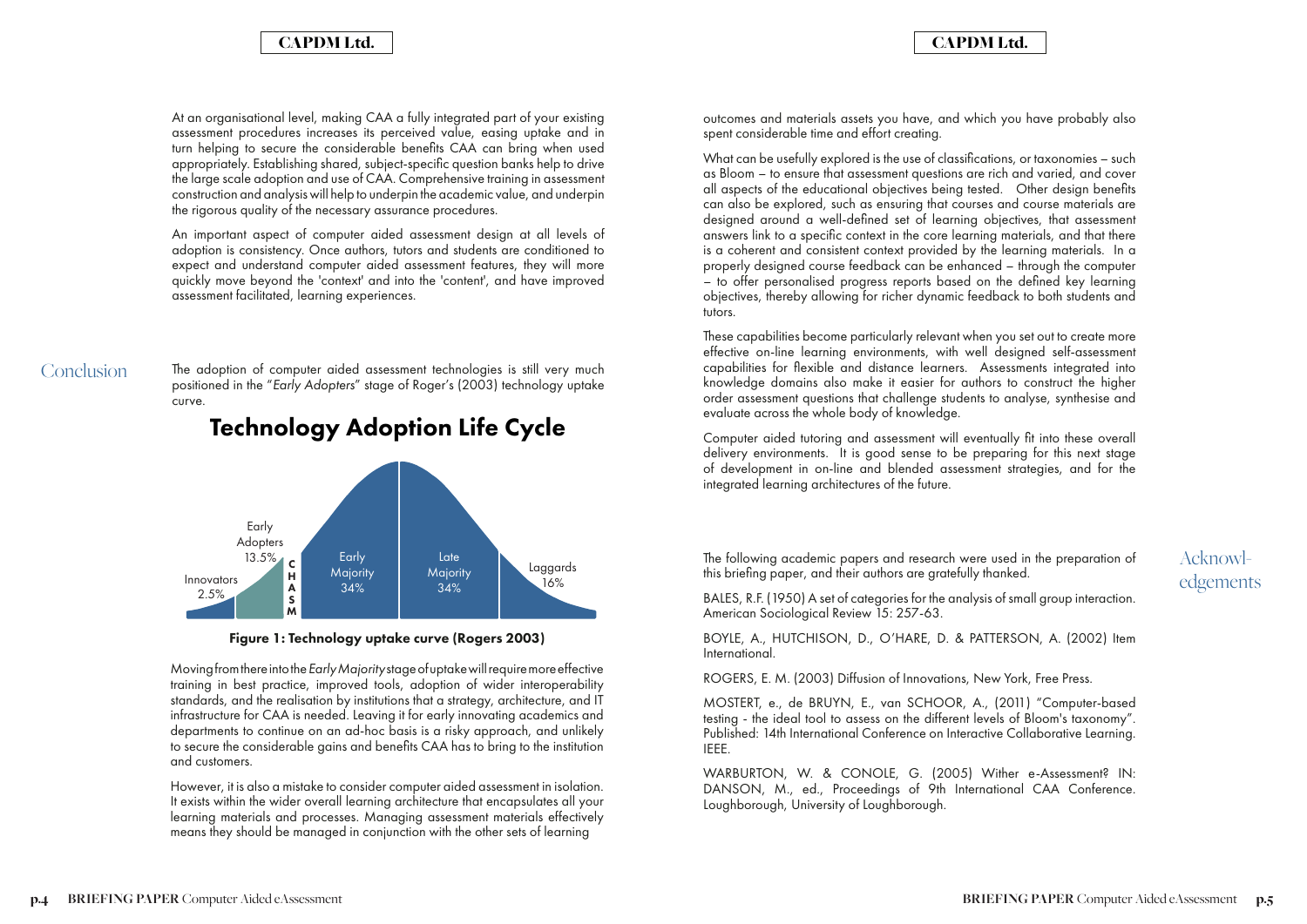At an organisational level, making CAA a fully integrated part of your existing assessment procedures increases its perceived value, easing uptake and in turn helping to secure the considerable benefits CAA can bring when used appropriately. Establishing shared, subject-specific question banks help to drive the large scale adoption and use of CAA. Comprehensive training in assessment construction and analysis will help to underpin the academic value, and underpin the rigorous quality of the necessary assurance procedures.

An important aspect of computer aided assessment design at all levels of adoption is consistency. Once authors, tutors and students are conditioned to expect and understand computer aided assessment features, they will more quickly move beyond the 'context' and into the 'content', and have improved assessment facilitated, learning experiences.

## Conclusion

The adoption of computer aided assessment technologies is still very much positioned in the "*Early Adopters*" stage of Roger's (2003) technology uptake curve.

**Technology Adoption Life Cycle**

Innovators 2.5% | Early Adopters 13.5% | CHASM | Early Majority 34% | Late Majority 34% | Laggards 16%

**Figure 1: Technology uptake curve (Rogers 2003)**

Moving from there into the *Early Majority* stage of uptake will require more effective training in best practice, improved tools, adoption of wider interoperability standards, and the realisation by institutions that a strategy, architecture, and IT infrastructure for CAA is needed. Leaving it for early innovating academics and departments to continue on an ad-hoc basis is a risky approach, and unlikely to secure the considerable gains and benefits CAA has to bring to the institution and customers.

However, it is also a mistake to consider computer aided assessment in isolation. It exists within the wider overall learning architecture that encapsulates all your learning materials and processes. Managing assessment materials effectively means they should be managed in conjunction with the other sets of learning outcomes and materials assets you have, and which you have probably also spent considerable time and effort creating.

What can be usefully explored is the use of classifications, or taxonomies – such as Bloom – to ensure that assessment questions are rich and varied, and cover all aspects of the educational objectives being tested. Other design benefits can also be explored, such as ensuring that courses and course materials are designed around a well-defined set of learning objectives, that assessment answers link to a specific context in the core learning materials, and that there is a coherent and consistent context provided by the learning materials. In a properly designed course feedback can be enhanced – through the computer – to offer personalised progress reports based on the defined key learning objectives, thereby allowing for richer dynamic feedback to both students and tutors.

These capabilities become particularly relevant when you set out to create more effective on-line learning environments, with well designed self-assessment capabilities for flexible and distance learners. Assessments integrated into knowledge domains also make it easier for authors to construct the higher order assessment questions that challenge students to analyse, synthesise and evaluate across the whole body of knowledge.

Computer aided tutoring and assessment will eventually fit into these overall delivery environments. It is good sense to be preparing for this next stage of development in on-line and blended assessment strategies, and for the integrated learning architectures of the future.

## Acknowledgements

The following academic papers and research were used in the preparation of this briefing paper, and their authors are gratefully thanked.

BALES, R.F. (1950) A set of categories for the analysis of small group interaction. American Sociological Review 15: 257-63.

BOYLE, A., HUTCHISON, D., O'HARE, D. & PATTERSON, A. (2002) Item International.

ROGERS, E. M. (2003) Diffusion of Innovations, New York, Free Press.

MOSTERT, e., de BRUYN, E., van SCHOOR, A., (2011) "Computer-based testing - the ideal tool to assess on the different levels of Bloom's taxonomy". Published: 14th International Conference on Interactive Collaborative Learning. IEEE.

WARBURTON, W. & CONOLE, G. (2005) Wither e-Assessment? IN: DANSON, M., ed., Proceedings of 9th International CAA Conference. Loughborough, University of Loughborough.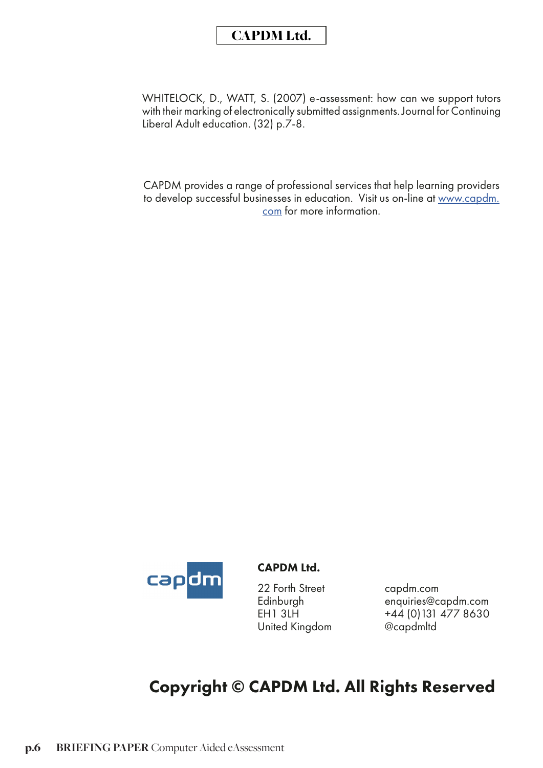WHITELOCK, D., WATT, S. (2007) e-assessment: how can we support tutors with their marking of electronically submitted assignments. Journal for Continuing Liberal Adult education. (32) p.7-8.

CAPDM provides a range of professional services that help learning providers to develop successful businesses in education. Visit us on-line at www.capdm.com for more information.

**CAPDM Ltd.**

22 Forth Street
Edinburgh
EH1 3LH
United Kingdom

capdm.com
enquiries@capdm.com
+44 (0)131 477 8630
@capdmltd

**Copyright © CAPDM Ltd. All Rights Reserved**